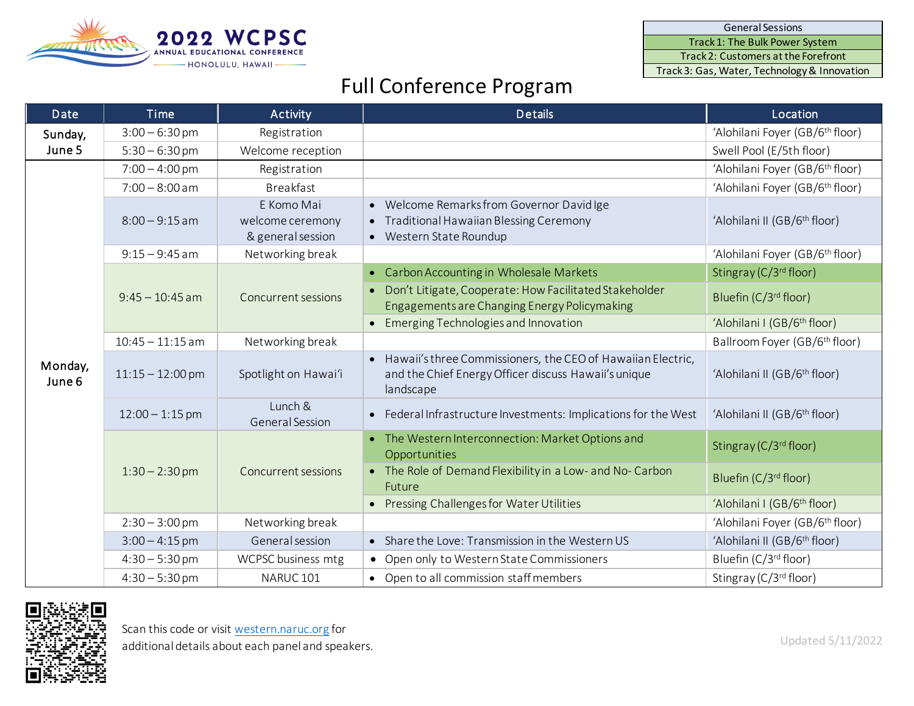# 2022 WCPSC

ANNUAL EDUCATIONAL CONFERENCE

HONOLULU, HAWAII

| Legend |
| --- |
| General Sessions |
| Track 1: The Bulk Power System |
| Track 2: Customers at the Forefront |
| Track 3: Gas, Water, Technology & Innovation |

## Full Conference Program

| Date | Time | Activity | Details | Location |
| --- | --- | --- | --- | --- |
| Sunday, June 5 | 3:00 – 6:30 pm | Registration | | 'Alohilani Foyer (GB/6th floor) |
| | 5:30 – 6:30 pm | Welcome reception | | Swell Pool (E/5th floor) |
| Monday, June 6 | 7:00 – 4:00 pm | Registration | | 'Alohilani Foyer (GB/6th floor) |
| | 7:00 – 8:00 am | Breakfast | | 'Alohilani Foyer (GB/6th floor) |
| | 8:00 – 9:15 am | E Komo Mai welcome ceremony & general session | • Welcome Remarks from Governor David Ige<br>• Traditional Hawaiian Blessing Ceremony<br>• Western State Roundup | 'Alohilani II (GB/6th floor) |
| | 9:15 – 9:45 am | Networking break | | 'Alohilani Foyer (GB/6th floor) |
| | 9:45 – 10:45 am | Concurrent sessions | • Carbon Accounting in Wholesale Markets | Stingray (C/3rd floor) |
| | | | • Don't Litigate, Cooperate: How Facilitated Stakeholder Engagements are Changing Energy Policymaking | Bluefin (C/3rd floor) |
| | | | • Emerging Technologies and Innovation | 'Alohilani I (GB/6th floor) |
| | 10:45 – 11:15 am | Networking break | | Ballroom Foyer (GB/6th floor) |
| | 11:15 – 12:00 pm | Spotlight on Hawai'i | • Hawaii's three Commissioners, the CEO of Hawaiian Electric, and the Chief Energy Officer discuss Hawaii's unique landscape | 'Alohilani II (GB/6th floor) |
| | 12:00 – 1:15 pm | Lunch & General Session | • Federal Infrastructure Investments: Implications for the West | 'Alohilani II (GB/6th floor) |
| | 1:30 – 2:30 pm | Concurrent sessions | • The Western Interconnection: Market Options and Opportunities | Stingray (C/3rd floor) |
| | | | • The Role of Demand Flexibility in a Low- and No- Carbon Future | Bluefin (C/3rd floor) |
| | | | • Pressing Challenges for Water Utilities | 'Alohilani I (GB/6th floor) |
| | 2:30 – 3:00 pm | Networking break | | 'Alohilani Foyer (GB/6th floor) |
| | 3:00 – 4:15 pm | General session | • Share the Love: Transmission in the Western US | 'Alohilani II (GB/6th floor) |
| | 4:30 – 5:30 pm | WCPSC business mtg | • Open only to Western State Commissioners | Bluefin (C/3rd floor) |
| | 4:30 – 5:30 pm | NARUC 101 | • Open to all commission staff members | Stingray (C/3rd floor) |

Scan this code or visit western.naruc.org for additional details about each panel and speakers.

Updated 5/11/2022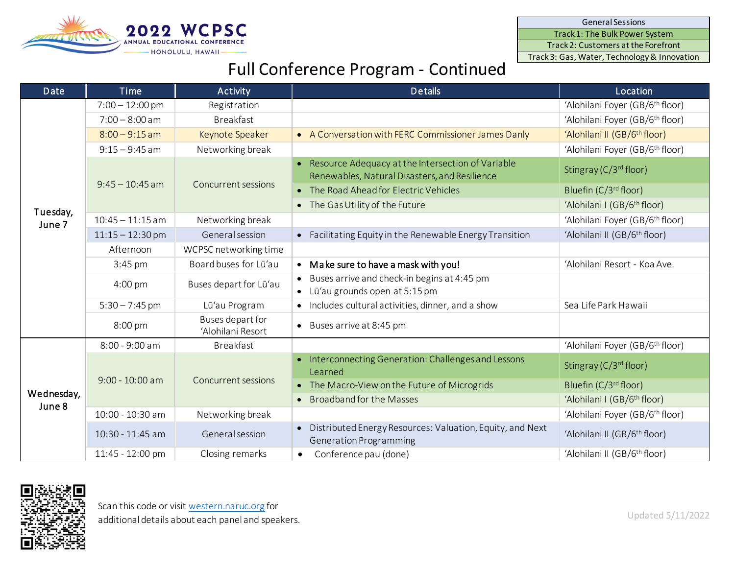**2022 WCPSC**
ANNUAL EDUCATIONAL CONFERENCE
HONOLULU, HAWAII

| General Sessions |
|---|
| Track 1: The Bulk Power System |
| Track 2: Customers at the Forefront |
| Track 3: Gas, Water, Technology & Innovation |

# Full Conference Program - Continued

| Date | Time | Activity | Details | Location |
|---|---|---|---|---|
| Tuesday, June 7 | 7:00 – 12:00 pm | Registration | | ʻAlohilani Foyer (GB/6th floor) |
| | 7:00 – 8:00 am | Breakfast | | ʻAlohilani Foyer (GB/6th floor) |
| | 8:00 – 9:15 am | Keynote Speaker | • A Conversation with FERC Commissioner James Danly | ʻAlohilani II (GB/6th floor) |
| | 9:15 – 9:45 am | Networking break | | ʻAlohilani Foyer (GB/6th floor) |
| | 9:45 – 10:45 am | Concurrent sessions | • Resource Adequacy at the Intersection of Variable Renewables, Natural Disasters, and Resilience | Stingray (C/3rd floor) |
| | | | • The Road Ahead for Electric Vehicles | Bluefin (C/3rd floor) |
| | | | • The Gas Utility of the Future | ʻAlohilani I (GB/6th floor) |
| | 10:45 – 11:15 am | Networking break | | ʻAlohilani Foyer (GB/6th floor) |
| | 11:15 – 12:30 pm | General session | • Facilitating Equity in the Renewable Energy Transition | ʻAlohilani II (GB/6th floor) |
| | Afternoon | WCPSC networking time | | |
| | 3:45 pm | Board buses for Lūʻau | • Make sure to have a mask with you! | ʻAlohilani Resort - Koa Ave. |
| | 4:00 pm | Buses depart for Lūʻau | • Buses arrive and check-in begins at 4:45 pm<br>• Lūʻau grounds open at 5:15 pm | |
| | 5:30 – 7:45 pm | Lūʻau Program | • Includes cultural activities, dinner, and a show | Sea Life Park Hawaii |
| | 8:00 pm | Buses depart for ʻAlohilani Resort | • Buses arrive at 8:45 pm | |
| Wednesday, June 8 | 8:00 - 9:00 am | Breakfast | | ʻAlohilani Foyer (GB/6th floor) |
| | 9:00 - 10:00 am | Concurrent sessions | • Interconnecting Generation: Challenges and Lessons Learned | Stingray (C/3rd floor) |
| | | | • The Macro-View on the Future of Microgrids | Bluefin (C/3rd floor) |
| | | | • Broadband for the Masses | ʻAlohilani I (GB/6th floor) |
| | 10:00 - 10:30 am | Networking break | | ʻAlohilani Foyer (GB/6th floor) |
| | 10:30 - 11:45 am | General session | • Distributed Energy Resources: Valuation, Equity, and Next Generation Programming | ʻAlohilani II (GB/6th floor) |
| | 11:45 - 12:00 pm | Closing remarks | • Conference pau (done) | ʻAlohilani II (GB/6th floor) |

Scan this code or visit western.naruc.org for additional details about each panel and speakers.

Updated 5/11/2022